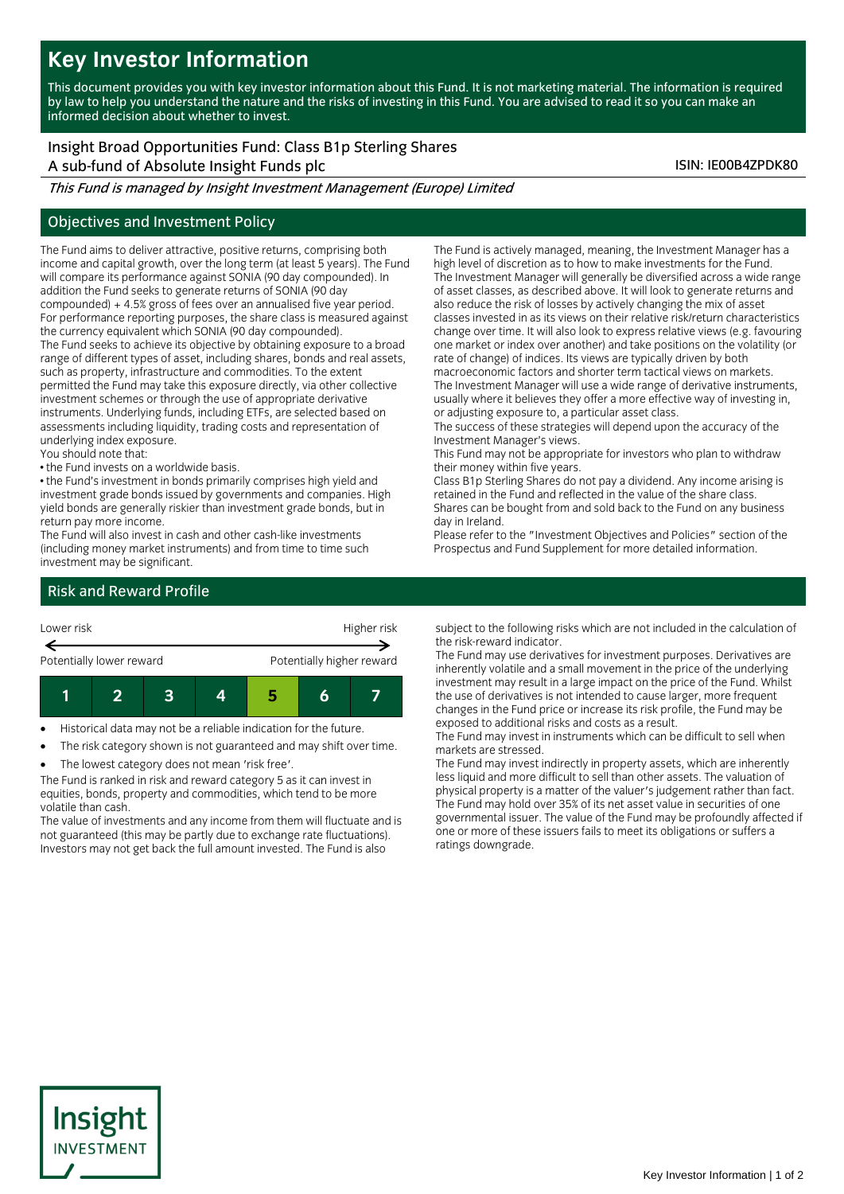# Key Investor Information

This document provides you with key investor information about this Fund. It is not marketing material. The information is required by law to help you understand the nature and the risks of investing in this Fund. You are advised to read it so you can make an informed decision about whether to invest.

Insight Broad Opportunities Fund: Class B1p Sterling Shares
A sub-fund of Absolute Insight Funds plc

ISIN: IE00B4ZPDK80

*This Fund is managed by Insight Investment Management (Europe) Limited*

## Objectives and Investment Policy

The Fund aims to deliver attractive, positive returns, comprising both income and capital growth, over the long term (at least 5 years). The Fund will compare its performance against SONIA (90 day compounded). In addition the Fund seeks to generate returns of SONIA (90 day compounded) + 4.5% gross of fees over an annualised five year period. For performance reporting purposes, the share class is measured against the currency equivalent which SONIA (90 day compounded).

The Fund seeks to achieve its objective by obtaining exposure to a broad range of different types of asset, including shares, bonds and real assets, such as property, infrastructure and commodities. To the extent permitted the Fund may take this exposure directly, via other collective investment schemes or through the use of appropriate derivative instruments. Underlying funds, including ETFs, are selected based on assessments including liquidity, trading costs and representation of underlying index exposure.

You should note that:

• the Fund invests on a worldwide basis.

• the Fund's investment in bonds primarily comprises high yield and investment grade bonds issued by governments and companies. High yield bonds are generally riskier than investment grade bonds, but in return pay more income.

The Fund will also invest in cash and other cash-like investments (including money market instruments) and from time to time such investment may be significant.

The Fund is actively managed, meaning, the Investment Manager has a high level of discretion as to how to make investments for the Fund. The Investment Manager will generally be diversified across a wide range of asset classes, as described above. It will look to generate returns and also reduce the risk of losses by actively changing the mix of asset classes invested in as its views on their relative risk/return characteristics change over time. It will also look to express relative views (e.g. favouring one market or index over another) and take positions on the volatility (or rate of change) of indices. Its views are typically driven by both macroeconomic factors and shorter term tactical views on markets.

The Investment Manager will use a wide range of derivative instruments, usually where it believes they offer a more effective way of investing in, or adjusting exposure to, a particular asset class.

The success of these strategies will depend upon the accuracy of the Investment Manager's views.

This Fund may not be appropriate for investors who plan to withdraw their money within five years.

Class B1p Sterling Shares do not pay a dividend. Any income arising is retained in the Fund and reflected in the value of the share class.

Shares can be bought from and sold back to the Fund on any business day in Ireland.

Please refer to the "Investment Objectives and Policies" section of the Prospectus and Fund Supplement for more detailed information.

## Risk and Reward Profile

| Lower risk | | | | | | Higher risk |
|---|---|---|---|---|---|---|
| Potentially lower reward | | | | | | Potentially higher reward |
| 1 | 2 | 3 | 4 | **5** | 6 | 7 |

- Historical data may not be a reliable indication for the future.
- The risk category shown is not guaranteed and may shift over time.
- The lowest category does not mean 'risk free'.

The Fund is ranked in risk and reward category 5 as it can invest in equities, bonds, property and commodities, which tend to be more volatile than cash.

The value of investments and any income from them will fluctuate and is not guaranteed (this may be partly due to exchange rate fluctuations). Investors may not get back the full amount invested. The Fund is also subject to the following risks which are not included in the calculation of the risk-reward indicator.

The Fund may use derivatives for investment purposes. Derivatives are inherently volatile and a small movement in the price of the underlying investment may result in a large impact on the price of the Fund. Whilst the use of derivatives is not intended to cause larger, more frequent changes in the Fund price or increase its risk profile, the Fund may be exposed to additional risks and costs as a result.

The Fund may invest in instruments which can be difficult to sell when markets are stressed.

The Fund may invest indirectly in property assets, which are inherently less liquid and more difficult to sell than other assets. The valuation of physical property is a matter of the valuer's judgement rather than fact.

The Fund may hold over 35% of its net asset value in securities of one governmental issuer. The value of the Fund may be profoundly affected if one or more of these issuers fails to meet its obligations or suffers a ratings downgrade.

Insight INVESTMENT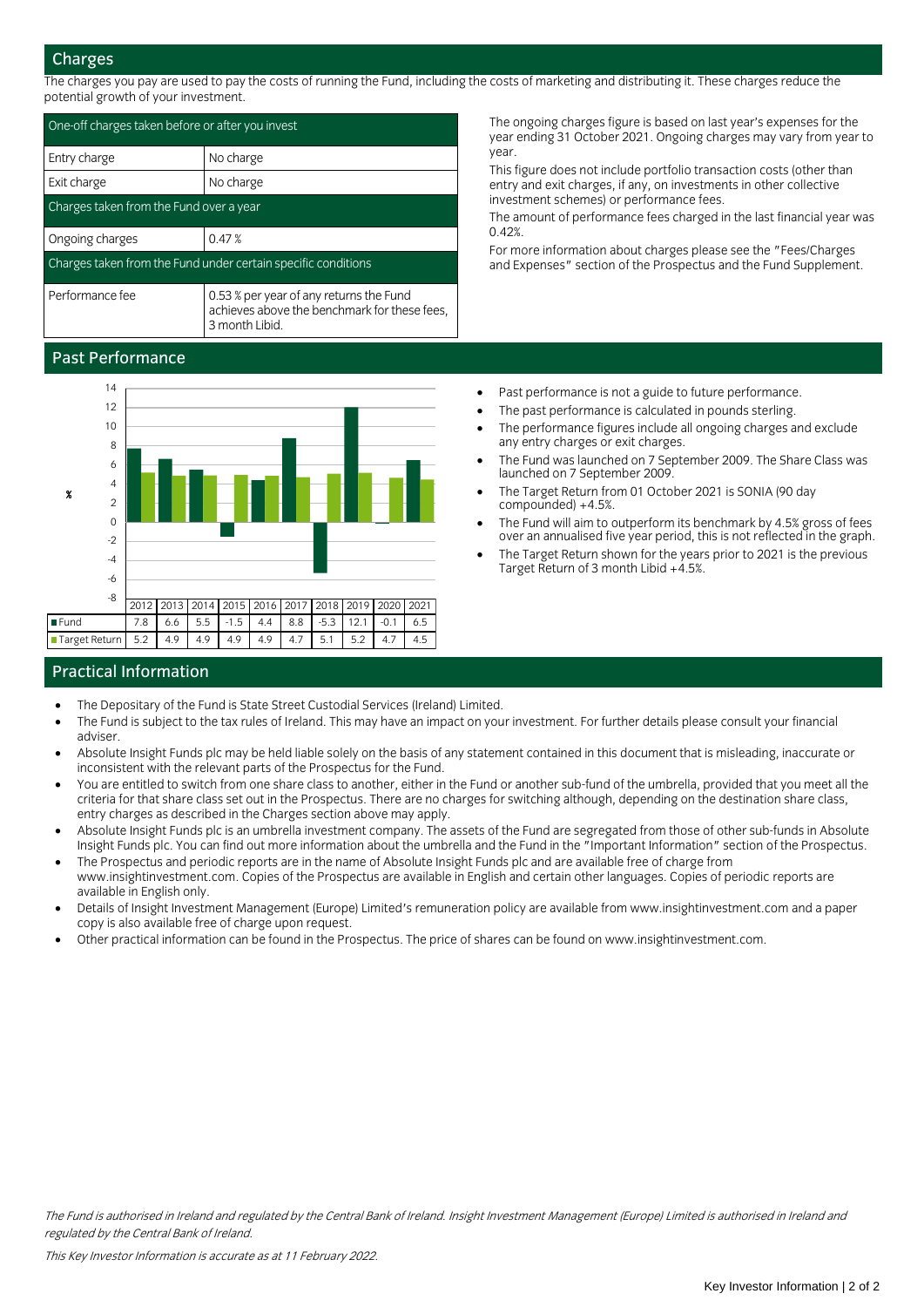## Charges

The charges you pay are used to pay the costs of running the Fund, including the costs of marketing and distributing it. These charges reduce the potential growth of your investment.

| One-off charges taken before or after you invest | |
|---|---|
| Entry charge | No charge |
| Exit charge | No charge |
| **Charges taken from the Fund over a year** | |
| Ongoing charges | 0.47 % |
| **Charges taken from the Fund under certain specific conditions** | |
| Performance fee | 0.53 % per year of any returns the Fund achieves above the benchmark for these fees, 3 month Libid. |

The ongoing charges figure is based on last year's expenses for the year ending 31 October 2021. Ongoing charges may vary from year to year.

This figure does not include portfolio transaction costs (other than entry and exit charges, if any, on investments in other collective investment schemes) or performance fees.

The amount of performance fees charged in the last financial year was 0.42%.

For more information about charges please see the "Fees/Charges and Expenses" section of the Prospectus and the Fund Supplement.

## Past Performance

14
12
10
8
6
4
2
0
-2
-4
-6
-8
%

2012 2013 2014 2015 2016 2017 2018 2019 2020 2021
Fund 7.8 6.6 5.5 -1.5 4.4 8.8 -5.3 12.1 -0.1 6.5
Target Return 5.2 4.9 4.9 4.9 4.9 4.7 5.1 5.2 4.7 4.5

- Past performance is not a guide to future performance.
- The past performance is calculated in pounds sterling.
- The performance figures include all ongoing charges and exclude any entry charges or exit charges.
- The Fund was launched on 7 September 2009. The Share Class was launched on 7 September 2009.
- The Target Return from 01 October 2021 is SONIA (90 day compounded) +4.5%.
- The Fund will aim to outperform its benchmark by 4.5% gross of fees over an annualised five year period, this is not reflected in the graph.
- The Target Return shown for the years prior to 2021 is the previous Target Return of 3 month Libid +4.5%.

## Practical Information

- The Depositary of the Fund is State Street Custodial Services (Ireland) Limited.
- The Fund is subject to the tax rules of Ireland. This may have an impact on your investment. For further details please consult your financial adviser.
- Absolute Insight Funds plc may be held liable solely on the basis of any statement contained in this document that is misleading, inaccurate or inconsistent with the relevant parts of the Prospectus for the Fund.
- You are entitled to switch from one share class to another, either in the Fund or another sub-fund of the umbrella, provided that you meet all the criteria for that share class set out in the Prospectus. There are no charges for switching although, depending on the destination share class, entry charges as described in the Charges section above may apply.
- Absolute Insight Funds plc is an umbrella investment company. The assets of the Fund are segregated from those of other sub-funds in Absolute Insight Funds plc. You can find out more information about the umbrella and the Fund in the "Important Information" section of the Prospectus.
- The Prospectus and periodic reports are in the name of Absolute Insight Funds plc and are available free of charge from www.insightinvestment.com. Copies of the Prospectus are available in English and certain other languages. Copies of periodic reports are available in English only.
- Details of Insight Investment Management (Europe) Limited's remuneration policy are available from www.insightinvestment.com and a paper copy is also available free of charge upon request.
- Other practical information can be found in the Prospectus. The price of shares can be found on www.insightinvestment.com.

*The Fund is authorised in Ireland and regulated by the Central Bank of Ireland. Insight Investment Management (Europe) Limited is authorised in Ireland and regulated by the Central Bank of Ireland.*

*This Key Investor Information is accurate as at 11 February 2022.*